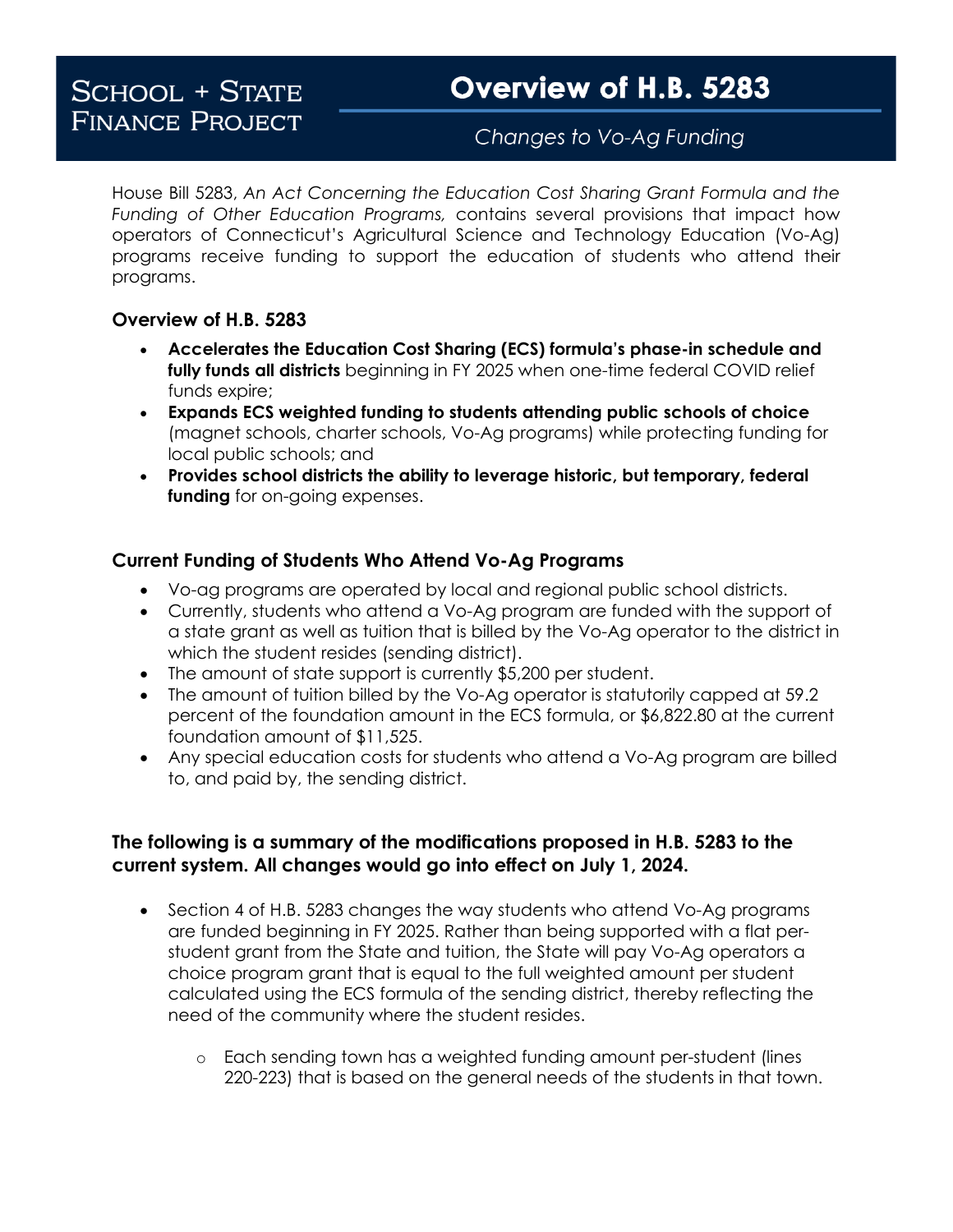School + State Finance Project

# Overview of H.B. 5283

*Changes to Vo-Ag Funding*

House Bill 5283, *An Act Concerning the Education Cost Sharing Grant Formula and the Funding of Other Education Programs,* contains several provisions that impact how operators of Connecticut's Agricultural Science and Technology Education (Vo-Ag) programs receive funding to support the education of students who attend their programs.

### Overview of H.B. 5283

- **Accelerates the Education Cost Sharing (ECS) formula's phase-in schedule and fully funds all districts** beginning in FY 2025 when one-time federal COVID relief funds expire;
- **Expands ECS weighted funding to students attending public schools of choice** (magnet schools, charter schools, Vo-Ag programs) while protecting funding for local public schools; and
- **Provides school districts the ability to leverage historic, but temporary, federal funding** for on-going expenses.

### Current Funding of Students Who Attend Vo-Ag Programs

- Vo-ag programs are operated by local and regional public school districts.
- Currently, students who attend a Vo-Ag program are funded with the support of a state grant as well as tuition that is billed by the Vo-Ag operator to the district in which the student resides (sending district).
- The amount of state support is currently $5,200 per student.
- The amount of tuition billed by the Vo-Ag operator is statutorily capped at 59.2 percent of the foundation amount in the ECS formula, or $6,822.80 at the current foundation amount of $11,525.
- Any special education costs for students who attend a Vo-Ag program are billed to, and paid by, the sending district.

### The following is a summary of the modifications proposed in H.B. 5283 to the current system. All changes would go into effect on July 1, 2024.

- Section 4 of H.B. 5283 changes the way students who attend Vo-Ag programs are funded beginning in FY 2025. Rather than being supported with a flat per-student grant from the State and tuition, the State will pay Vo-Ag operators a choice program grant that is equal to the full weighted amount per student calculated using the ECS formula of the sending district, thereby reflecting the need of the community where the student resides.
  - Each sending town has a weighted funding amount per-student (lines 220-223) that is based on the general needs of the students in that town.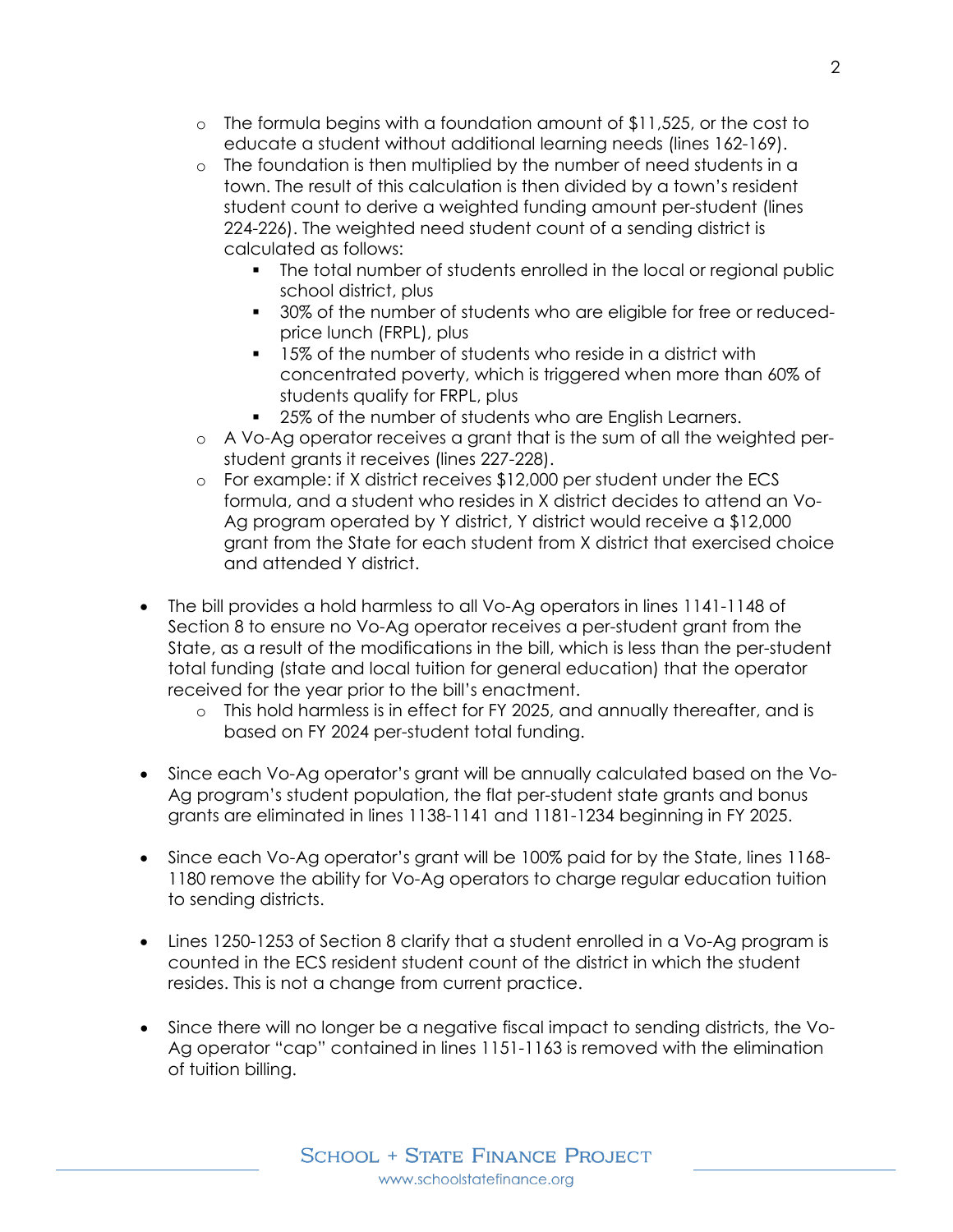- The formula begins with a foundation amount of $11,525, or the cost to educate a student without additional learning needs (lines 162-169).
  - The foundation is then multiplied by the number of need students in a town. The result of this calculation is then divided by a town's resident student count to derive a weighted funding amount per-student (lines 224-226). The weighted need student count of a sending district is calculated as follows:
    - The total number of students enrolled in the local or regional public school district, plus
    - 30% of the number of students who are eligible for free or reduced-price lunch (FRPL), plus
    - 15% of the number of students who reside in a district with concentrated poverty, which is triggered when more than 60% of students qualify for FRPL, plus
    - 25% of the number of students who are English Learners.
  - A Vo-Ag operator receives a grant that is the sum of all the weighted per-student grants it receives (lines 227-228).
  - For example: if X district receives $12,000 per student under the ECS formula, and a student who resides in X district decides to attend an Vo-Ag program operated by Y district, Y district would receive a $12,000 grant from the State for each student from X district that exercised choice and attended Y district.

- The bill provides a hold harmless to all Vo-Ag operators in lines 1141-1148 of Section 8 to ensure no Vo-Ag operator receives a per-student grant from the State, as a result of the modifications in the bill, which is less than the per-student total funding (state and local tuition for general education) that the operator received for the year prior to the bill's enactment.
  - This hold harmless is in effect for FY 2025, and annually thereafter, and is based on FY 2024 per-student total funding.

- Since each Vo-Ag operator's grant will be annually calculated based on the Vo-Ag program's student population, the flat per-student state grants and bonus grants are eliminated in lines 1138-1141 and 1181-1234 beginning in FY 2025.

- Since each Vo-Ag operator's grant will be 100% paid for by the State, lines 1168-1180 remove the ability for Vo-Ag operators to charge regular education tuition to sending districts.

- Lines 1250-1253 of Section 8 clarify that a student enrolled in a Vo-Ag program is counted in the ECS resident student count of the district in which the student resides. This is not a change from current practice.

- Since there will no longer be a negative fiscal impact to sending districts, the Vo-Ag operator "cap" contained in lines 1151-1163 is removed with the elimination of tuition billing.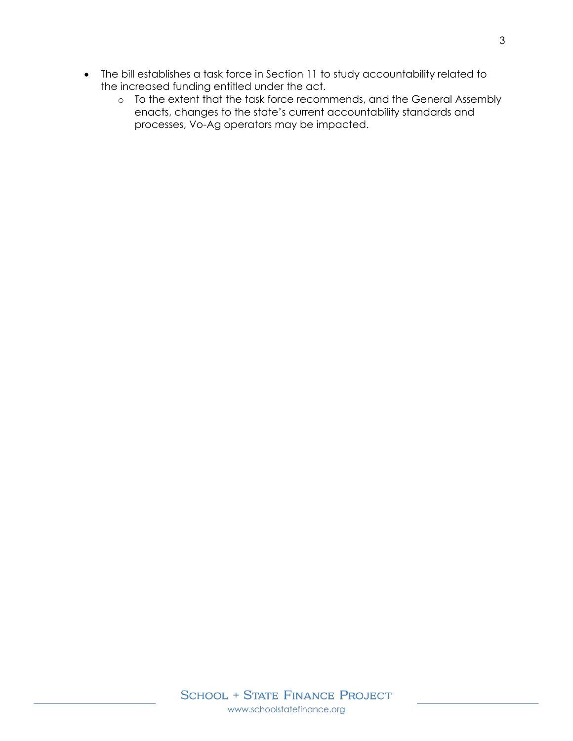- The bill establishes a task force in Section 11 to study accountability related to the increased funding entitled under the act.
  - To the extent that the task force recommends, and the General Assembly enacts, changes to the state's current accountability standards and processes, Vo-Ag operators may be impacted.